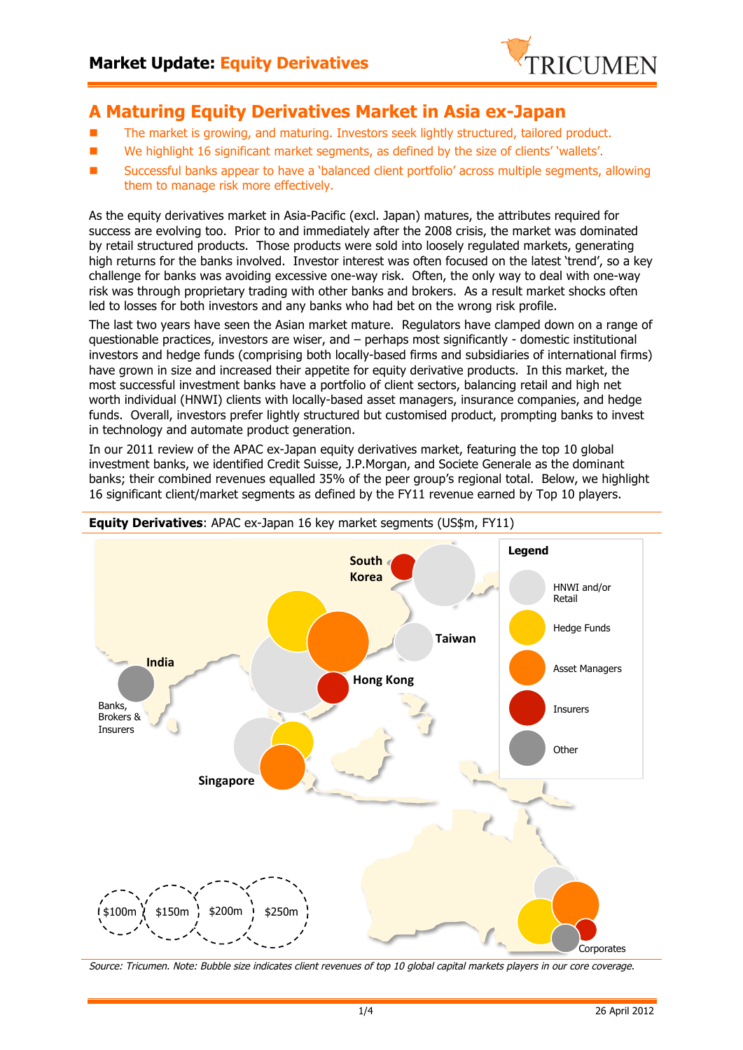# Market Update: Equity Derivatives

## A Maturing Equity Derivatives Market in Asia ex-Japan

- The market is growing, and maturing. Investors seek lightly structured, tailored product.
- We highlight 16 significant market segments, as defined by the size of clients' 'wallets'.
- Successful banks appear to have a 'balanced client portfolio' across multiple segments, allowing them to manage risk more effectively.

As the equity derivatives market in Asia-Pacific (excl. Japan) matures, the attributes required for success are evolving too. Prior to and immediately after the 2008 crisis, the market was dominated by retail structured products. Those products were sold into loosely regulated markets, generating high returns for the banks involved. Investor interest was often focused on the latest 'trend', so a key challenge for banks was avoiding excessive one-way risk. Often, the only way to deal with one-way risk was through proprietary trading with other banks and brokers. As a result market shocks often led to losses for both investors and any banks who had bet on the wrong risk profile.

The last two years have seen the Asian market mature. Regulators have clamped down on a range of questionable practices, investors are wiser, and – perhaps most significantly - domestic institutional investors and hedge funds (comprising both locally-based firms and subsidiaries of international firms) have grown in size and increased their appetite for equity derivative products. In this market, the most successful investment banks have a portfolio of client sectors, balancing retail and high net worth individual (HNWI) clients with locally-based asset managers, insurance companies, and hedge funds. Overall, investors prefer lightly structured but customised product, prompting banks to invest in technology and automate product generation.

In our 2011 review of the APAC ex-Japan equity derivatives market, featuring the top 10 global investment banks, we identified Credit Suisse, J.P.Morgan, and Societe Generale as the dominant banks; their combined revenues equalled 35% of the peer group's regional total. Below, we highlight 16 significant client/market segments as defined by the FY11 revenue earned by Top 10 players.

**Equity Derivatives**: APAC ex-Japan 16 key market segments (US$m, FY11)

*Source: Tricumen. Note: Bubble size indicates client revenues of top 10 global capital markets players in our core coverage.*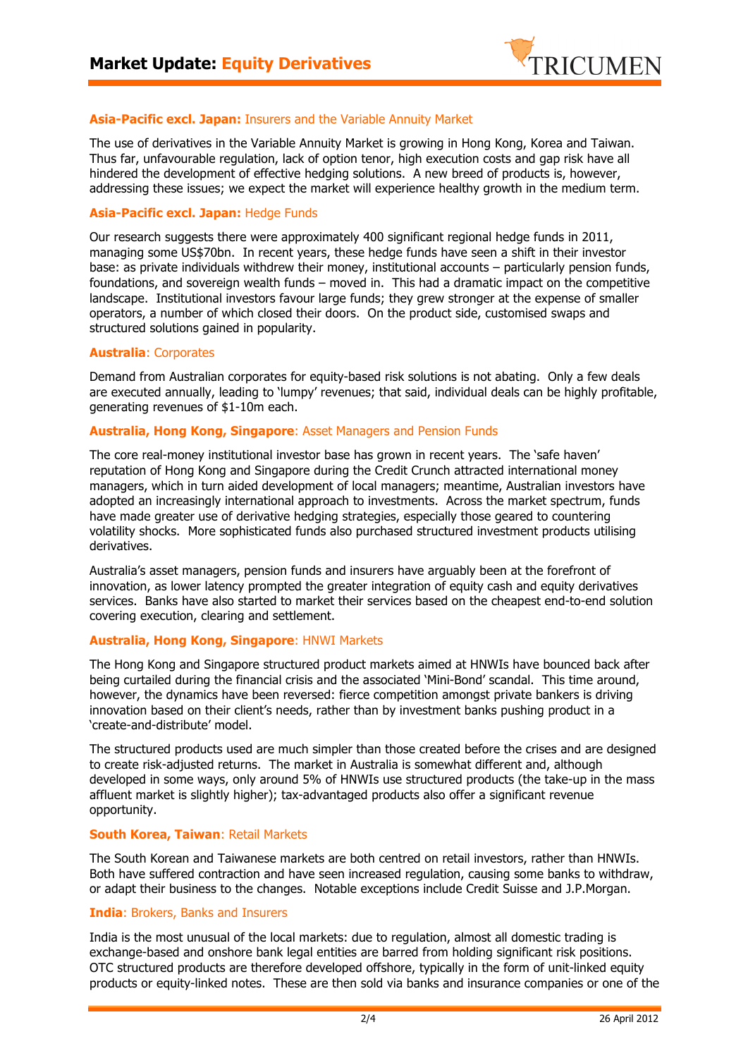### **Asia-Pacific excl. Japan:** Insurers and the Variable Annuity Market

The use of derivatives in the Variable Annuity Market is growing in Hong Kong, Korea and Taiwan. Thus far, unfavourable regulation, lack of option tenor, high execution costs and gap risk have all hindered the development of effective hedging solutions. A new breed of products is, however, addressing these issues; we expect the market will experience healthy growth in the medium term.

### **Asia-Pacific excl. Japan:** Hedge Funds

Our research suggests there were approximately 400 significant regional hedge funds in 2011, managing some US$70bn. In recent years, these hedge funds have seen a shift in their investor base: as private individuals withdrew their money, institutional accounts – particularly pension funds, foundations, and sovereign wealth funds – moved in. This had a dramatic impact on the competitive landscape. Institutional investors favour large funds; they grew stronger at the expense of smaller operators, a number of which closed their doors. On the product side, customised swaps and structured solutions gained in popularity.

### **Australia**: Corporates

Demand from Australian corporates for equity-based risk solutions is not abating. Only a few deals are executed annually, leading to 'lumpy' revenues; that said, individual deals can be highly profitable, generating revenues of $1-10m each.

### **Australia, Hong Kong, Singapore**: Asset Managers and Pension Funds

The core real-money institutional investor base has grown in recent years. The 'safe haven' reputation of Hong Kong and Singapore during the Credit Crunch attracted international money managers, which in turn aided development of local managers; meantime, Australian investors have adopted an increasingly international approach to investments. Across the market spectrum, funds have made greater use of derivative hedging strategies, especially those geared to countering volatility shocks. More sophisticated funds also purchased structured investment products utilising derivatives.

Australia's asset managers, pension funds and insurers have arguably been at the forefront of innovation, as lower latency prompted the greater integration of equity cash and equity derivatives services. Banks have also started to market their services based on the cheapest end-to-end solution covering execution, clearing and settlement.

### **Australia, Hong Kong, Singapore**: HNWI Markets

The Hong Kong and Singapore structured product markets aimed at HNWIs have bounced back after being curtailed during the financial crisis and the associated 'Mini-Bond' scandal. This time around, however, the dynamics have been reversed: fierce competition amongst private bankers is driving innovation based on their client's needs, rather than by investment banks pushing product in a 'create-and-distribute' model.

The structured products used are much simpler than those created before the crises and are designed to create risk-adjusted returns. The market in Australia is somewhat different and, although developed in some ways, only around 5% of HNWIs use structured products (the take-up in the mass affluent market is slightly higher); tax-advantaged products also offer a significant revenue opportunity.

### **South Korea, Taiwan**: Retail Markets

The South Korean and Taiwanese markets are both centred on retail investors, rather than HNWIs. Both have suffered contraction and have seen increased regulation, causing some banks to withdraw, or adapt their business to the changes. Notable exceptions include Credit Suisse and J.P.Morgan.

### **India**: Brokers, Banks and Insurers

India is the most unusual of the local markets: due to regulation, almost all domestic trading is exchange-based and onshore bank legal entities are barred from holding significant risk positions. OTC structured products are therefore developed offshore, typically in the form of unit-linked equity products or equity-linked notes. These are then sold via banks and insurance companies or one of the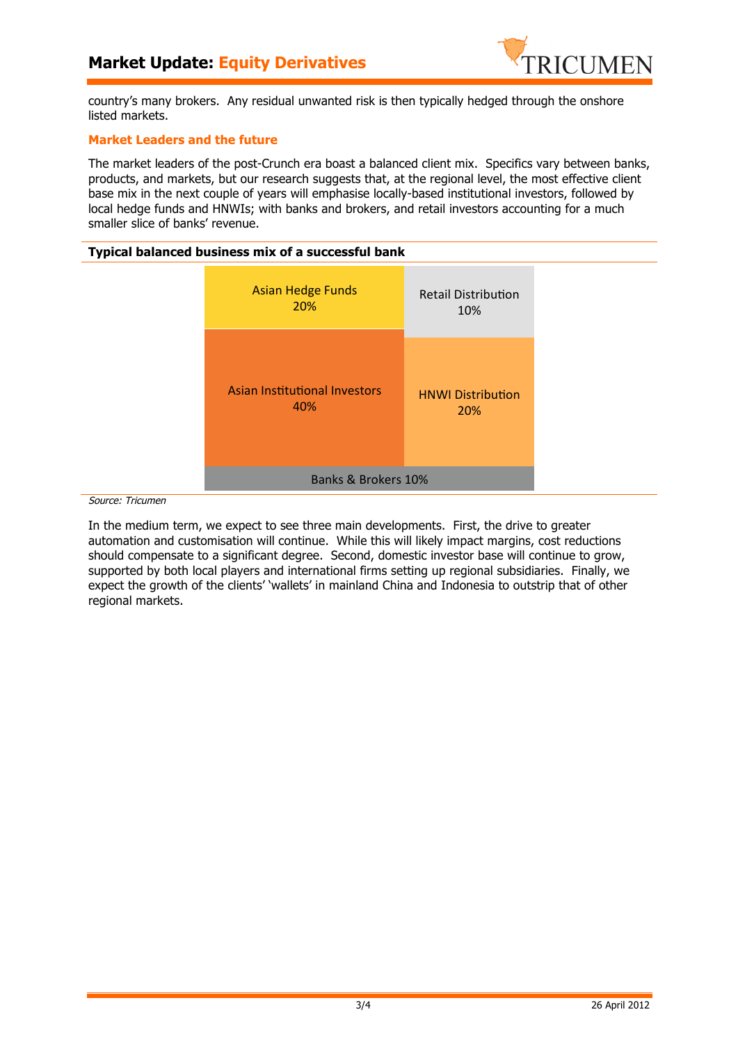country's many brokers. Any residual unwanted risk is then typically hedged through the onshore listed markets.

### Market Leaders and the future

The market leaders of the post-Crunch era boast a balanced client mix. Specifics vary between banks, products, and markets, but our research suggests that, at the regional level, the most effective client base mix in the next couple of years will emphasise locally-based institutional investors, followed by local hedge funds and HNWIs; with banks and brokers, and retail investors accounting for a much smaller slice of banks' revenue.

**Typical balanced business mix of a successful bank**

| Segment | Share |
|---|---|
| Asian Hedge Funds | 20% |
| Retail Distribution | 10% |
| Asian Institutional Investors | 40% |
| HNWI Distribution | 20% |
| Banks & Brokers | 10% |

*Source: Tricumen*

In the medium term, we expect to see three main developments. First, the drive to greater automation and customisation will continue. While this will likely impact margins, cost reductions should compensate to a significant degree. Second, domestic investor base will continue to grow, supported by both local players and international firms setting up regional subsidiaries. Finally, we expect the growth of the clients' 'wallets' in mainland China and Indonesia to outstrip that of other regional markets.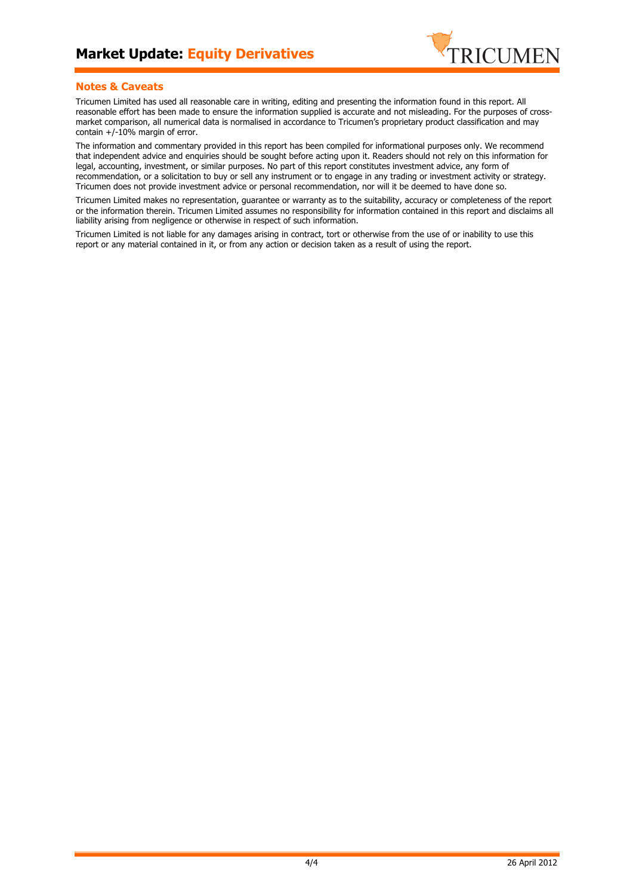## Notes & Caveats

Tricumen Limited has used all reasonable care in writing, editing and presenting the information found in this report. All reasonable effort has been made to ensure the information supplied is accurate and not misleading. For the purposes of cross-market comparison, all numerical data is normalised in accordance to Tricumen's proprietary product classification and may contain +/-10% margin of error.

The information and commentary provided in this report has been compiled for informational purposes only. We recommend that independent advice and enquiries should be sought before acting upon it. Readers should not rely on this information for legal, accounting, investment, or similar purposes. No part of this report constitutes investment advice, any form of recommendation, or a solicitation to buy or sell any instrument or to engage in any trading or investment activity or strategy. Tricumen does not provide investment advice or personal recommendation, nor will it be deemed to have done so.

Tricumen Limited makes no representation, guarantee or warranty as to the suitability, accuracy or completeness of the report or the information therein. Tricumen Limited assumes no responsibility for information contained in this report and disclaims all liability arising from negligence or otherwise in respect of such information.

Tricumen Limited is not liable for any damages arising in contract, tort or otherwise from the use of or inability to use this report or any material contained in it, or from any action or decision taken as a result of using the report.